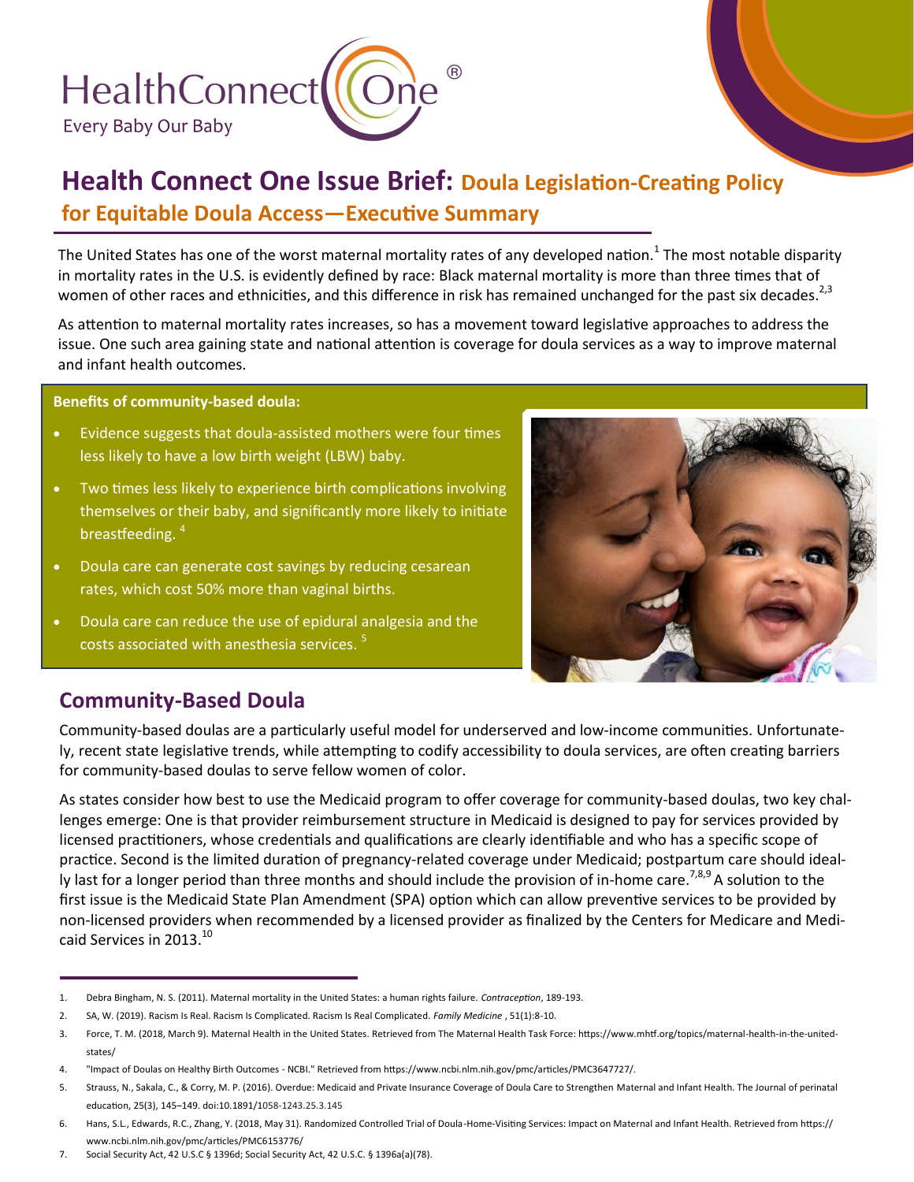HealthConnect One®

Every Baby Our Baby

# Health Connect One Issue Brief: Doula Legislation-Creating Policy for Equitable Doula Access—Executive Summary

The United States has one of the worst maternal mortality rates of any developed nation.[1] The most notable disparity in mortality rates in the U.S. is evidently defined by race: Black maternal mortality is more than three times that of women of other races and ethnicities, and this difference in risk has remained unchanged for the past six decades.[2,3]

As attention to maternal mortality rates increases, so has a movement toward legislative approaches to address the issue. One such area gaining state and national attention is coverage for doula services as a way to improve maternal and infant health outcomes.

**Benefits of community-based doula:**

- Evidence suggests that doula-assisted mothers were four times less likely to have a low birth weight (LBW) baby.
- Two times less likely to experience birth complications involving themselves or their baby, and significantly more likely to initiate breastfeeding. [4]
- Doula care can generate cost savings by reducing cesarean rates, which cost 50% more than vaginal births.
- Doula care can reduce the use of epidural analgesia and the costs associated with anesthesia services. [5]

## Community-Based Doula

Community-based doulas are a particularly useful model for underserved and low-income communities. Unfortunately, recent state legislative trends, while attempting to codify accessibility to doula services, are often creating barriers for community-based doulas to serve fellow women of color.

As states consider how best to use the Medicaid program to offer coverage for community-based doulas, two key challenges emerge: One is that provider reimbursement structure in Medicaid is designed to pay for services provided by licensed practitioners, whose credentials and qualifications are clearly identifiable and who has a specific scope of practice. Second is the limited duration of pregnancy-related coverage under Medicaid; postpartum care should ideally last for a longer period than three months and should include the provision of in-home care.[7,8,9] A solution to the first issue is the Medicaid State Plan Amendment (SPA) option which can allow preventive services to be provided by non-licensed providers when recommended by a licensed provider as finalized by the Centers for Medicare and Medicaid Services in 2013.[10]

---

1. Debra Bingham, N. S. (2011). Maternal mortality in the United States: a human rights failure. *Contraception*, 189-193.
2. SA, W. (2019). Racism Is Real. Racism Is Complicated. Racism Is Real Complicated. *Family Medicine* , 51(1):8-10.
3. Force, T. M. (2018, March 9). Maternal Health in the United States. Retrieved from The Maternal Health Task Force: https://www.mhtf.org/topics/maternal-health-in-the-united-states/
4. "Impact of Doulas on Healthy Birth Outcomes - NCBI." Retrieved from https://www.ncbi.nlm.nih.gov/pmc/articles/PMC3647727/.
5. Strauss, N., Sakala, C., & Corry, M. P. (2016). Overdue: Medicaid and Private Insurance Coverage of Doula Care to Strengthen Maternal and Infant Health. The Journal of perinatal education, 25(3), 145–149. doi:10.1891/1058-1243.25.3.145
6. Hans, S.L., Edwards, R.C., Zhang, Y. (2018, May 31). Randomized Controlled Trial of Doula-Home-Visiting Services: Impact on Maternal and Infant Health. Retrieved from https://www.ncbi.nlm.nih.gov/pmc/articles/PMC6153776/
7. Social Security Act, 42 U.S.C § 1396d; Social Security Act, 42 U.S.C. § 1396a(a)(78).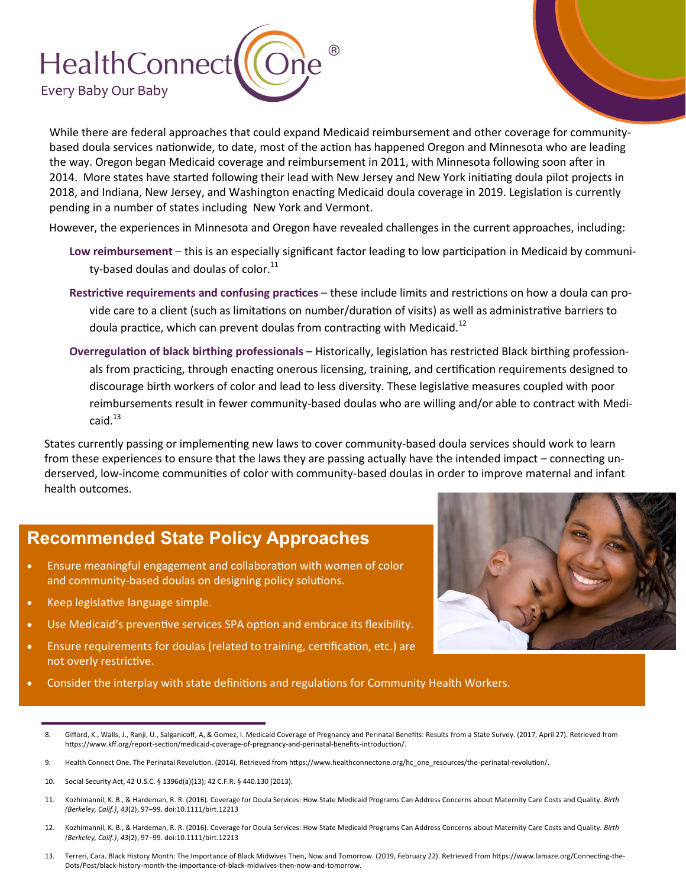While there are federal approaches that could expand Medicaid reimbursement and other coverage for community-based doula services nationwide, to date, most of the action has happened Oregon and Minnesota who are leading the way. Oregon began Medicaid coverage and reimbursement in 2011, with Minnesota following soon after in 2014. More states have started following their lead with New Jersey and New York initiating doula pilot projects in 2018, and Indiana, New Jersey, and Washington enacting Medicaid doula coverage in 2019. Legislation is currently pending in a number of states including New York and Vermont.

However, the experiences in Minnesota and Oregon have revealed challenges in the current approaches, including:

**Low reimbursement** – this is an especially significant factor leading to low participation in Medicaid by community-based doulas and doulas of color.[11]

**Restrictive requirements and confusing practices** – these include limits and restrictions on how a doula can provide care to a client (such as limitations on number/duration of visits) as well as administrative barriers to doula practice, which can prevent doulas from contracting with Medicaid.[12]

**Overregulation of black birthing professionals –** Historically, legislation has restricted Black birthing professionals from practicing, through enacting onerous licensing, training, and certification requirements designed to discourage birth workers of color and lead to less diversity. These legislative measures coupled with poor reimbursements result in fewer community-based doulas who are willing and/or able to contract with Medicaid.[13]

States currently passing or implementing new laws to cover community-based doula services should work to learn from these experiences to ensure that the laws they are passing actually have the intended impact – connecting underserved, low-income communities of color with community-based doulas in order to improve maternal and infant health outcomes.

## Recommended State Policy Approaches

- Ensure meaningful engagement and collaboration with women of color and community-based doulas on designing policy solutions.
- Keep legislative language simple.
- Use Medicaid's preventive services SPA option and embrace its flexibility.
- Ensure requirements for doulas (related to training, certification, etc.) are not overly restrictive.
- Consider the interplay with state definitions and regulations for Community Health Workers.

---

8. Gifford, K., Walls, J., Ranji, U., Salganicoff, A, & Gomez, I. Medicaid Coverage of Pregnancy and Perinatal Benefits: Results from a State Survey. (2017, April 27). Retrieved from https://www.kff.org/report-section/medicaid-coverage-of-pregnancy-and-perinatal-benefits-introduction/.
9. Health Connect One. The Perinatal Revolution. (2014). Retrieved from https://www.healthconnectone.org/hc_one_resources/the-perinatal-revolution/.
10. Social Security Act, 42 U.S.C. § 1396d(a)(13); 42 C.F.R. § 440.130 (2013).
11. Kozhimannil, K. B., & Hardeman, R. R. (2016). Coverage for Doula Services: How State Medicaid Programs Can Address Concerns about Maternity Care Costs and Quality. *Birth (Berkeley, Calif.)*, *43*(2), 97–99. doi:10.1111/birt.12213
12. Kozhimannil, K. B., & Hardeman, R. R. (2016). Coverage for Doula Services: How State Medicaid Programs Can Address Concerns about Maternity Care Costs and Quality. *Birth (Berkeley, Calif.)*, *43*(2), 97–99. doi:10.1111/birt.12213
13. Terreri, Cara. Black History Month: The Importance of Black Midwives Then, Now and Tomorrow. (2019, February 22). Retrieved from https://www.lamaze.org/Connecting-the-Dots/Post/black-history-month-the-importance-of-black-midwives-then-now-and-tomorrow.